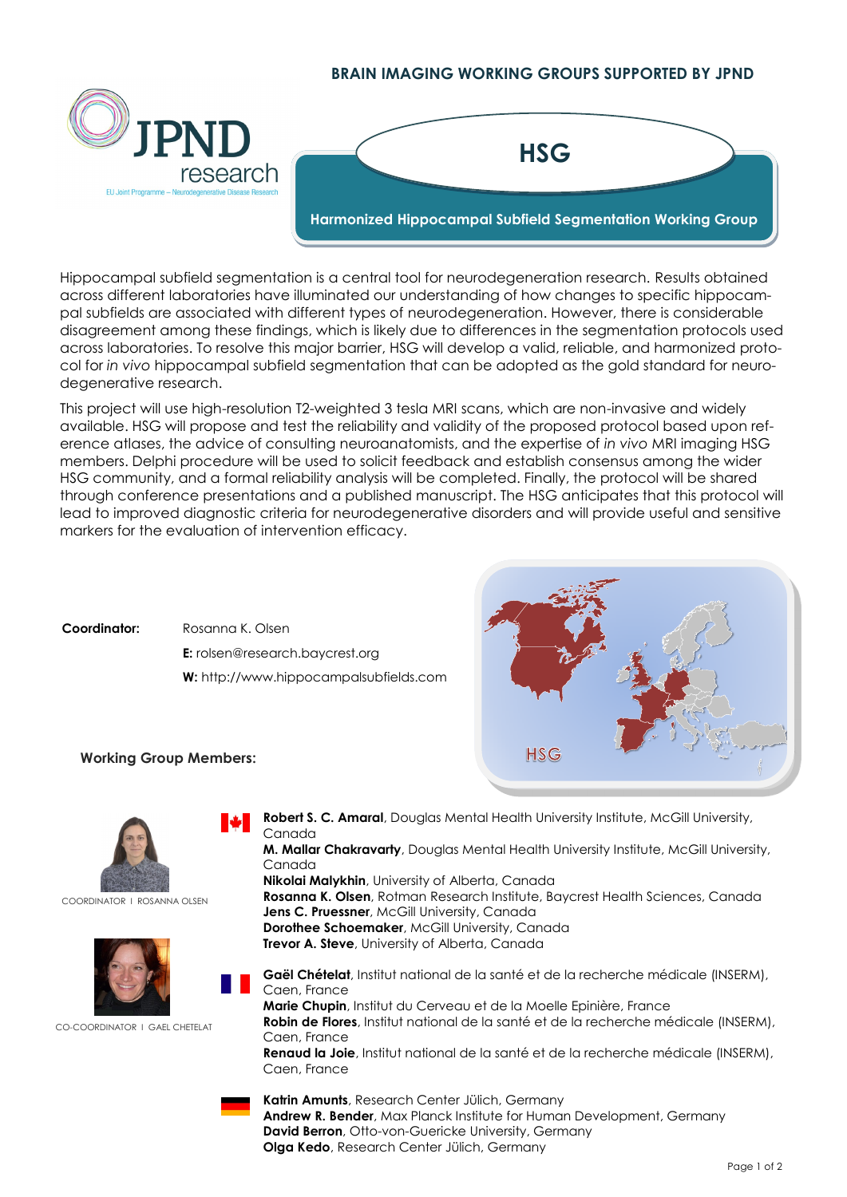**BRAIN IMAGING WORKING GROUPS SUPPORTED BY JPND**

JPND research
EU Joint Programme – Neurodegenerative Disease Research

# HSG

## Harmonized Hippocampal Subfield Segmentation Working Group

Hippocampal subfield segmentation is a central tool for neurodegeneration research. Results obtained across different laboratories have illuminated our understanding of how changes to specific hippocampal subfields are associated with different types of neurodegeneration. However, there is considerable disagreement among these findings, which is likely due to differences in the segmentation protocols used across laboratories. To resolve this major barrier, HSG will develop a valid, reliable, and harmonized protocol for *in vivo* hippocampal subfield segmentation that can be adopted as the gold standard for neurodegenerative research.

This project will use high-resolution T2-weighted 3 tesla MRI scans, which are non-invasive and widely available. HSG will propose and test the reliability and validity of the proposed protocol based upon reference atlases, the advice of consulting neuroanatomists, and the expertise of *in vivo* MRI imaging HSG members. Delphi procedure will be used to solicit feedback and establish consensus among the wider HSG community, and a formal reliability analysis will be completed. Finally, the protocol will be shared through conference presentations and a published manuscript. The HSG anticipates that this protocol will lead to improved diagnostic criteria for neurodegenerative disorders and will provide useful and sensitive markers for the evaluation of intervention efficacy.

**Coordinator:** Rosanna K. Olsen
**E:** rolsen@research.baycrest.org
**W:** http://www.hippocampalsubfields.com

HSG

**Working Group Members:**

COORDINATOR I ROSANNA OLSEN

CO-COORDINATOR I GAEL CHETELAT

**Robert S. C. Amaral**, Douglas Mental Health University Institute, McGill University, Canada
**M. Mallar Chakravarty**, Douglas Mental Health University Institute, McGill University, Canada
**Nikolai Malykhin**, University of Alberta, Canada
**Rosanna K. Olsen**, Rotman Research Institute, Baycrest Health Sciences, Canada
**Jens C. Pruessner**, McGill University, Canada
**Dorothee Schoemaker**, McGill University, Canada
**Trevor A. Steve**, University of Alberta, Canada

**Gaël Chételat**, Institut national de la santé et de la recherche médicale (INSERM), Caen, France
**Marie Chupin**, Institut du Cerveau et de la Moelle Epinière, France
**Robin de Flores**, Institut national de la santé et de la recherche médicale (INSERM), Caen, France
**Renaud la Joie**, Institut national de la santé et de la recherche médicale (INSERM), Caen, France

**Katrin Amunts**, Research Center Jülich, Germany
**Andrew R. Bender**, Max Planck Institute for Human Development, Germany
**David Berron**, Otto-von-Guericke University, Germany
**Olga Kedo**, Research Center Jülich, Germany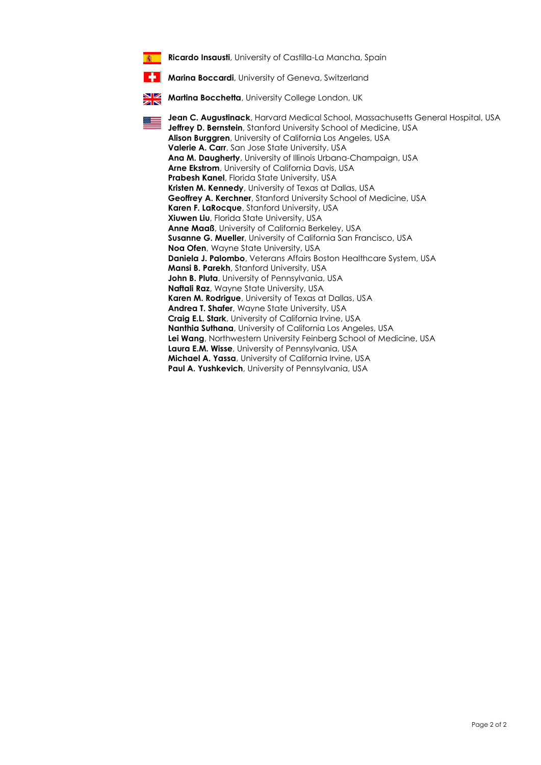**Ricardo Insausti**, University of Castilla-La Mancha, Spain

**Marina Boccardi**, University of Geneva, Switzerland

**Martina Bocchetta**, University College London, UK

**Jean C. Augustinack**, Harvard Medical School, Massachusetts General Hospital, USA
**Jeffrey D. Bernstein**, Stanford University School of Medicine, USA
**Alison Burggren**, University of California Los Angeles, USA
**Valerie A. Carr**, San Jose State University, USA
**Ana M. Daugherty**, University of Illinois Urbana-Champaign, USA
**Arne Ekstrom**, University of California Davis, USA
**Prabesh Kanel**, Florida State University, USA
**Kristen M. Kennedy**, University of Texas at Dallas, USA
**Geoffrey A. Kerchner**, Stanford University School of Medicine, USA
**Karen F. LaRocque**, Stanford University, USA
**Xiuwen Liu**, Florida State University, USA
**Anne Maaß**, University of California Berkeley, USA
**Susanne G. Mueller**, University of California San Francisco, USA
**Noa Ofen**, Wayne State University, USA
**Daniela J. Palombo**, Veterans Affairs Boston Healthcare System, USA
**Mansi B. Parekh**, Stanford University, USA
**John B. Pluta**, University of Pennsylvania, USA
**Naftali Raz**, Wayne State University, USA
**Karen M. Rodrigue**, University of Texas at Dallas, USA
**Andrea T. Shafer**, Wayne State University, USA
**Craig E.L. Stark**, University of California Irvine, USA
**Nanthia Suthana**, University of California Los Angeles, USA
**Lei Wang**, Northwestern University Feinberg School of Medicine, USA
**Laura E.M. Wisse**, University of Pennsylvania, USA
**Michael A. Yassa**, University of California Irvine, USA
**Paul A. Yushkevich**, University of Pennsylvania, USA